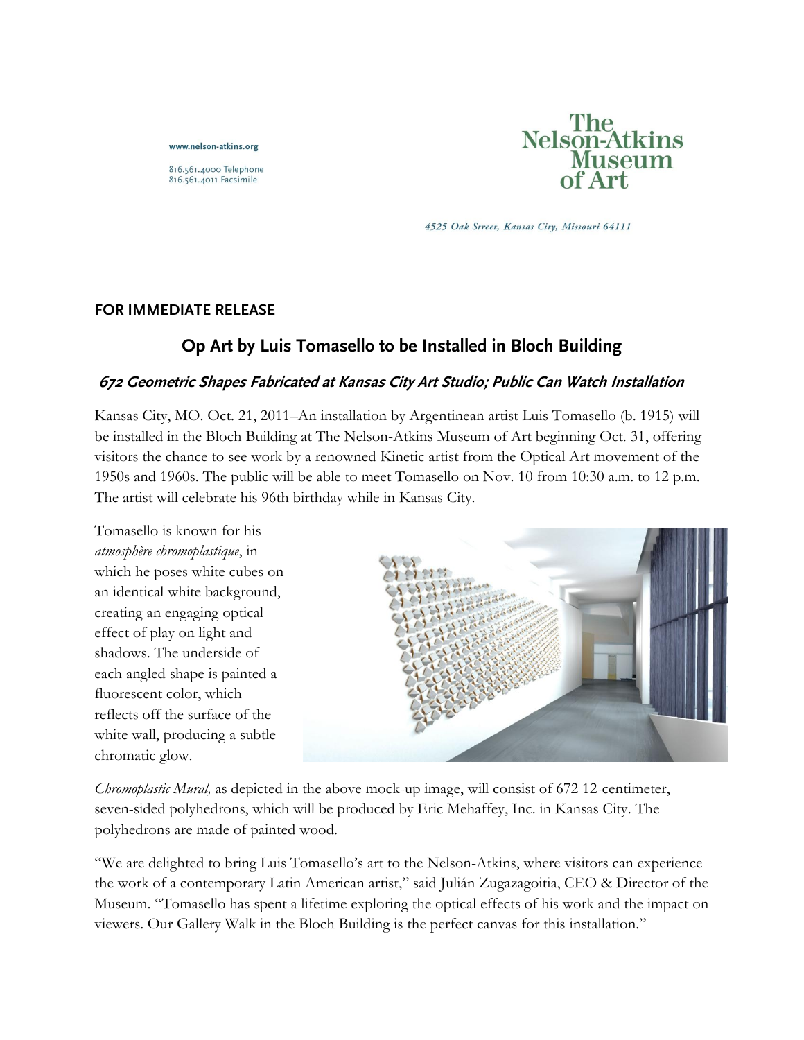www.nelson-atkins.org

816.561.4000 Telephone
816.561.4011 Facsimile

The Nelson-Atkins Museum of Art

*4525 Oak Street, Kansas City, Missouri 64111*

**FOR IMMEDIATE RELEASE**

## Op Art by Luis Tomasello to be Installed in Bloch Building

### *672 Geometric Shapes Fabricated at Kansas City Art Studio; Public Can Watch Installation*

Kansas City, MO. Oct. 21, 2011–An installation by Argentinean artist Luis Tomasello (b. 1915) will be installed in the Bloch Building at The Nelson-Atkins Museum of Art beginning Oct. 31, offering visitors the chance to see work by a renowned Kinetic artist from the Optical Art movement of the 1950s and 1960s. The public will be able to meet Tomasello on Nov. 10 from 10:30 a.m. to 12 p.m. The artist will celebrate his 96th birthday while in Kansas City.

Tomasello is known for his *atmosphère chromoplastique*, in which he poses white cubes on an identical white background, creating an engaging optical effect of play on light and shadows. The underside of each angled shape is painted a fluorescent color, which reflects off the surface of the white wall, producing a subtle chromatic glow.

*Chromoplastic Mural,* as depicted in the above mock-up image, will consist of 672 12-centimeter, seven-sided polyhedrons, which will be produced by Eric Mehaffey, Inc. in Kansas City. The polyhedrons are made of painted wood.

"We are delighted to bring Luis Tomasello's art to the Nelson-Atkins, where visitors can experience the work of a contemporary Latin American artist," said Julián Zugazagoitia, CEO & Director of the Museum. "Tomasello has spent a lifetime exploring the optical effects of his work and the impact on viewers. Our Gallery Walk in the Bloch Building is the perfect canvas for this installation."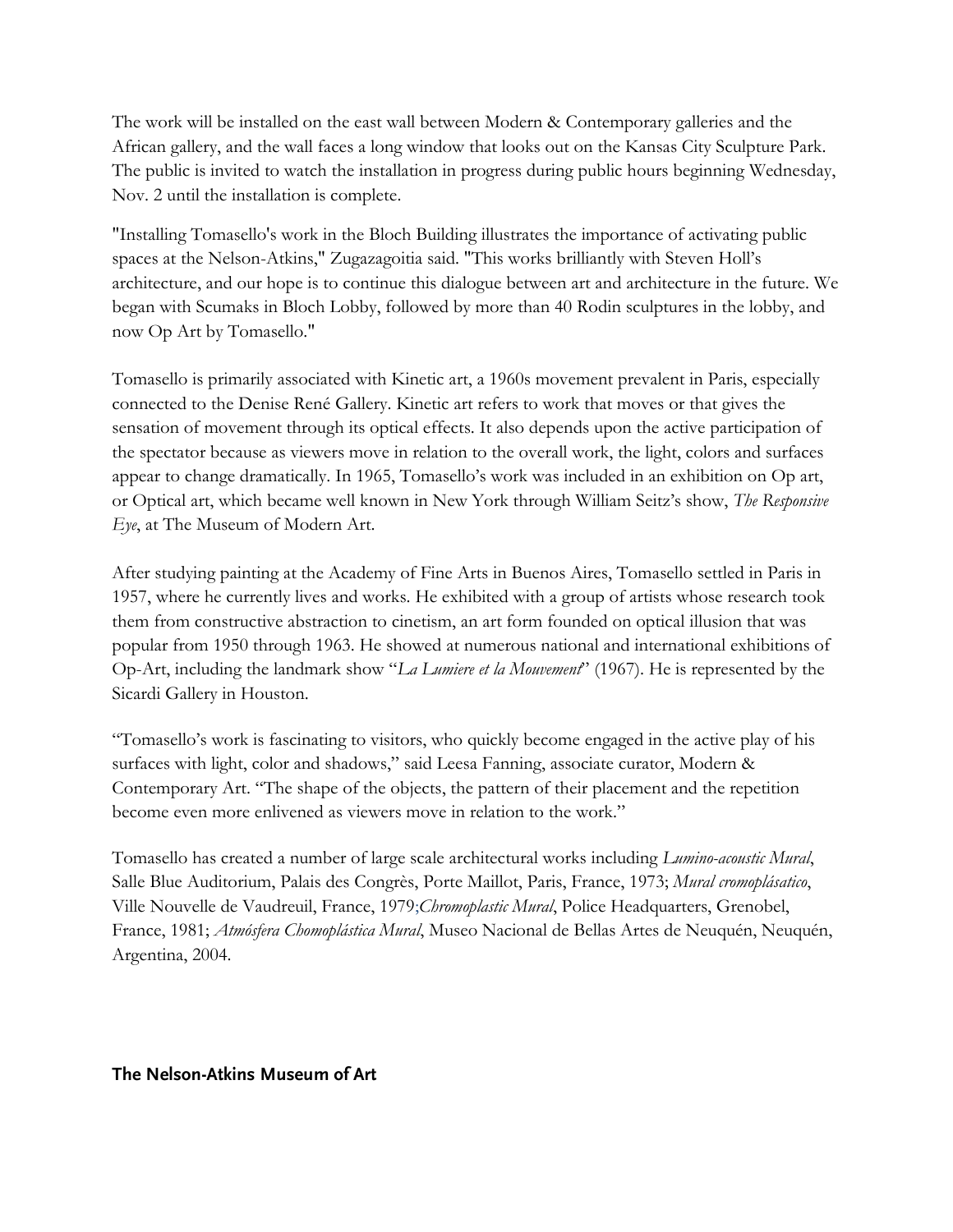The work will be installed on the east wall between Modern & Contemporary galleries and the African gallery, and the wall faces a long window that looks out on the Kansas City Sculpture Park. The public is invited to watch the installation in progress during public hours beginning Wednesday, Nov. 2 until the installation is complete.

"Installing Tomasello's work in the Bloch Building illustrates the importance of activating public spaces at the Nelson-Atkins," Zugazagoitia said. "This works brilliantly with Steven Holl's architecture, and our hope is to continue this dialogue between art and architecture in the future. We began with Scumaks in Bloch Lobby, followed by more than 40 Rodin sculptures in the lobby, and now Op Art by Tomasello."

Tomasello is primarily associated with Kinetic art, a 1960s movement prevalent in Paris, especially connected to the Denise René Gallery. Kinetic art refers to work that moves or that gives the sensation of movement through its optical effects. It also depends upon the active participation of the spectator because as viewers move in relation to the overall work, the light, colors and surfaces appear to change dramatically. In 1965, Tomasello's work was included in an exhibition on Op art, or Optical art, which became well known in New York through William Seitz's show, *The Responsive Eye*, at The Museum of Modern Art.

After studying painting at the Academy of Fine Arts in Buenos Aires, Tomasello settled in Paris in 1957, where he currently lives and works. He exhibited with a group of artists whose research took them from constructive abstraction to cinetism, an art form founded on optical illusion that was popular from 1950 through 1963. He showed at numerous national and international exhibitions of Op-Art, including the landmark show "*La Lumiere et la Mouvement*" (1967). He is represented by the Sicardi Gallery in Houston.

"Tomasello's work is fascinating to visitors, who quickly become engaged in the active play of his surfaces with light, color and shadows," said Leesa Fanning, associate curator, Modern & Contemporary Art. "The shape of the objects, the pattern of their placement and the repetition become even more enlivened as viewers move in relation to the work."

Tomasello has created a number of large scale architectural works including *Lumino-acoustic Mural*, Salle Blue Auditorium, Palais des Congrès, Porte Maillot, Paris, France, 1973; *Mural cromoplásatico*, Ville Nouvelle de Vaudreuil, France, 1979;*Chromoplastic Mural*, Police Headquarters, Grenobel, France, 1981; *Atmósfera Chomoplástica Mural*, Museo Nacional de Bellas Artes de Neuquén, Neuquén, Argentina, 2004.

**The Nelson-Atkins Museum of Art**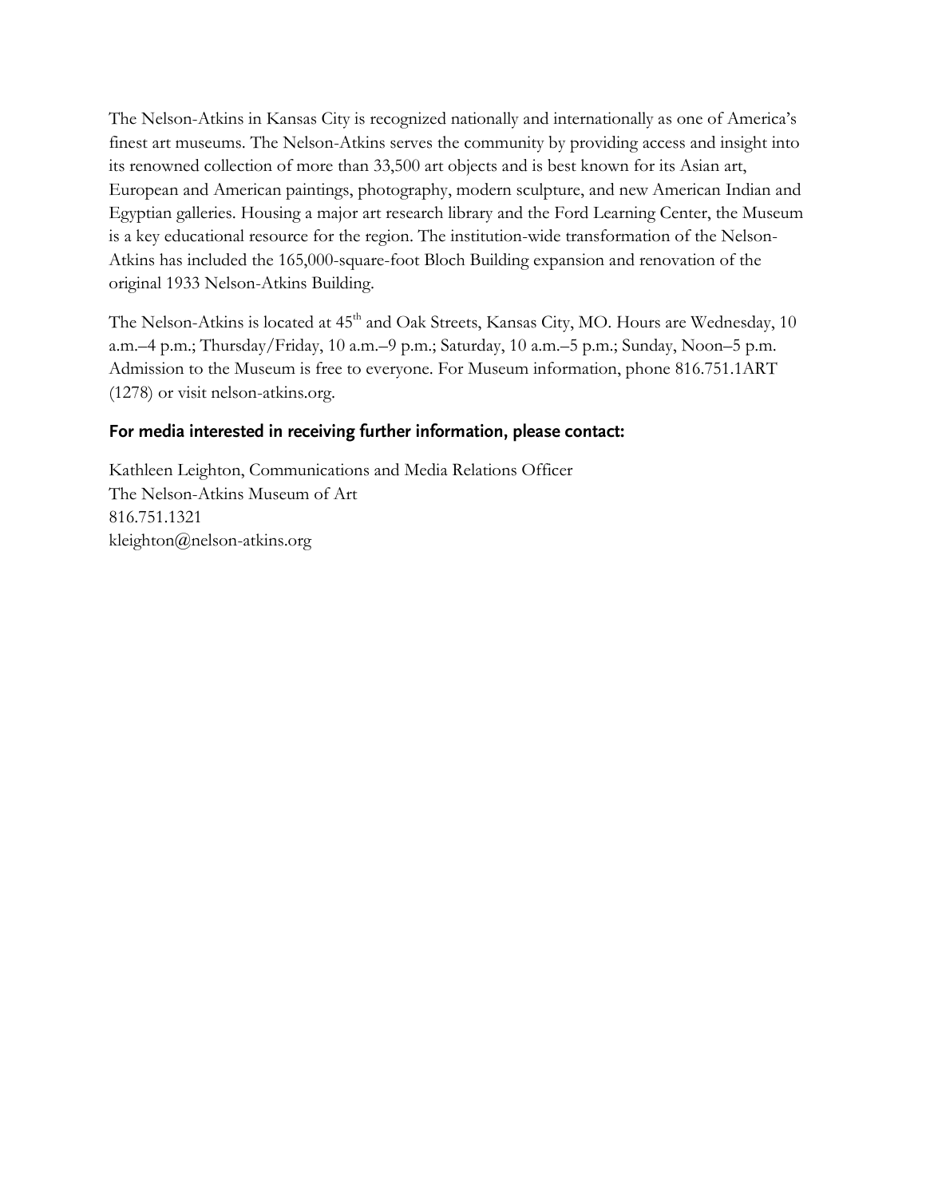The Nelson-Atkins in Kansas City is recognized nationally and internationally as one of America's finest art museums. The Nelson-Atkins serves the community by providing access and insight into its renowned collection of more than 33,500 art objects and is best known for its Asian art, European and American paintings, photography, modern sculpture, and new American Indian and Egyptian galleries. Housing a major art research library and the Ford Learning Center, the Museum is a key educational resource for the region. The institution-wide transformation of the Nelson-Atkins has included the 165,000-square-foot Bloch Building expansion and renovation of the original 1933 Nelson-Atkins Building.

The Nelson-Atkins is located at 45th and Oak Streets, Kansas City, MO. Hours are Wednesday, 10 a.m.–4 p.m.; Thursday/Friday, 10 a.m.–9 p.m.; Saturday, 10 a.m.–5 p.m.; Sunday, Noon–5 p.m. Admission to the Museum is free to everyone. For Museum information, phone 816.751.1ART (1278) or visit nelson-atkins.org.

**For media interested in receiving further information, please contact:**

Kathleen Leighton, Communications and Media Relations Officer
The Nelson-Atkins Museum of Art
816.751.1321
kleighton@nelson-atkins.org